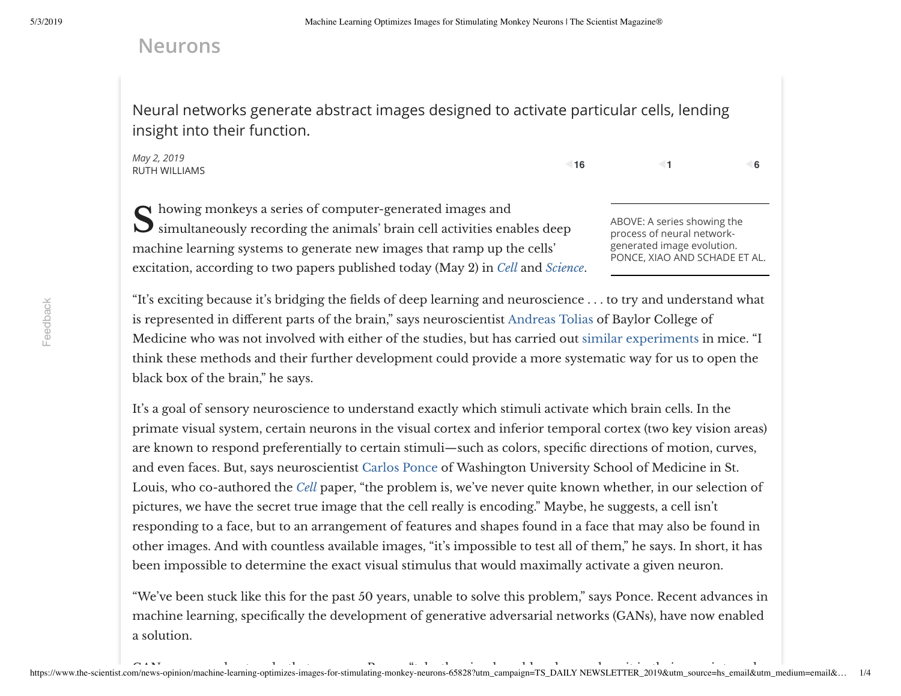## Neurons

Neural networks generate abstract images designed to activate particular cells, lending insight into their function.

*May 2, 2019*
RUTH WILLIAMS

16 1 6

Showing monkeys a series of computer-generated images and simultaneously recording the animals' brain cell activities enables deep machine learning systems to generate new images that ramp up the cells' excitation, according to two papers published today (May 2) in *Cell* and *Science*.

ABOVE: A series showing the process of neural network-generated image evolution. PONCE, XIAO AND SCHADE ET AL.

"It's exciting because it's bridging the fields of deep learning and neuroscience . . . to try and understand what is represented in different parts of the brain," says neuroscientist Andreas Tolias of Baylor College of Medicine who was not involved with either of the studies, but has carried out similar experiments in mice. "I think these methods and their further development could provide a more systematic way for us to open the black box of the brain," he says.

It's a goal of sensory neuroscience to understand exactly which stimuli activate which brain cells. In the primate visual system, certain neurons in the visual cortex and inferior temporal cortex (two key vision areas) are known to respond preferentially to certain stimuli—such as colors, specific directions of motion, curves, and even faces. But, says neuroscientist Carlos Ponce of Washington University School of Medicine in St. Louis, who co-authored the *Cell* paper, "the problem is, we've never quite known whether, in our selection of pictures, we have the secret true image that the cell really is encoding." Maybe, he suggests, a cell isn't responding to a face, but to an arrangement of features and shapes found in a face that may also be found in other images. And with countless available images, "it's impossible to test all of them," he says. In short, it has been impossible to determine the exact visual stimulus that would maximally activate a given neuron.

"We've been stuck like this for the past 50 years, unable to solve this problem," says Ponce. Recent advances in machine learning, specifically the development of generative adversarial networks (GANs), have now enabled a solution.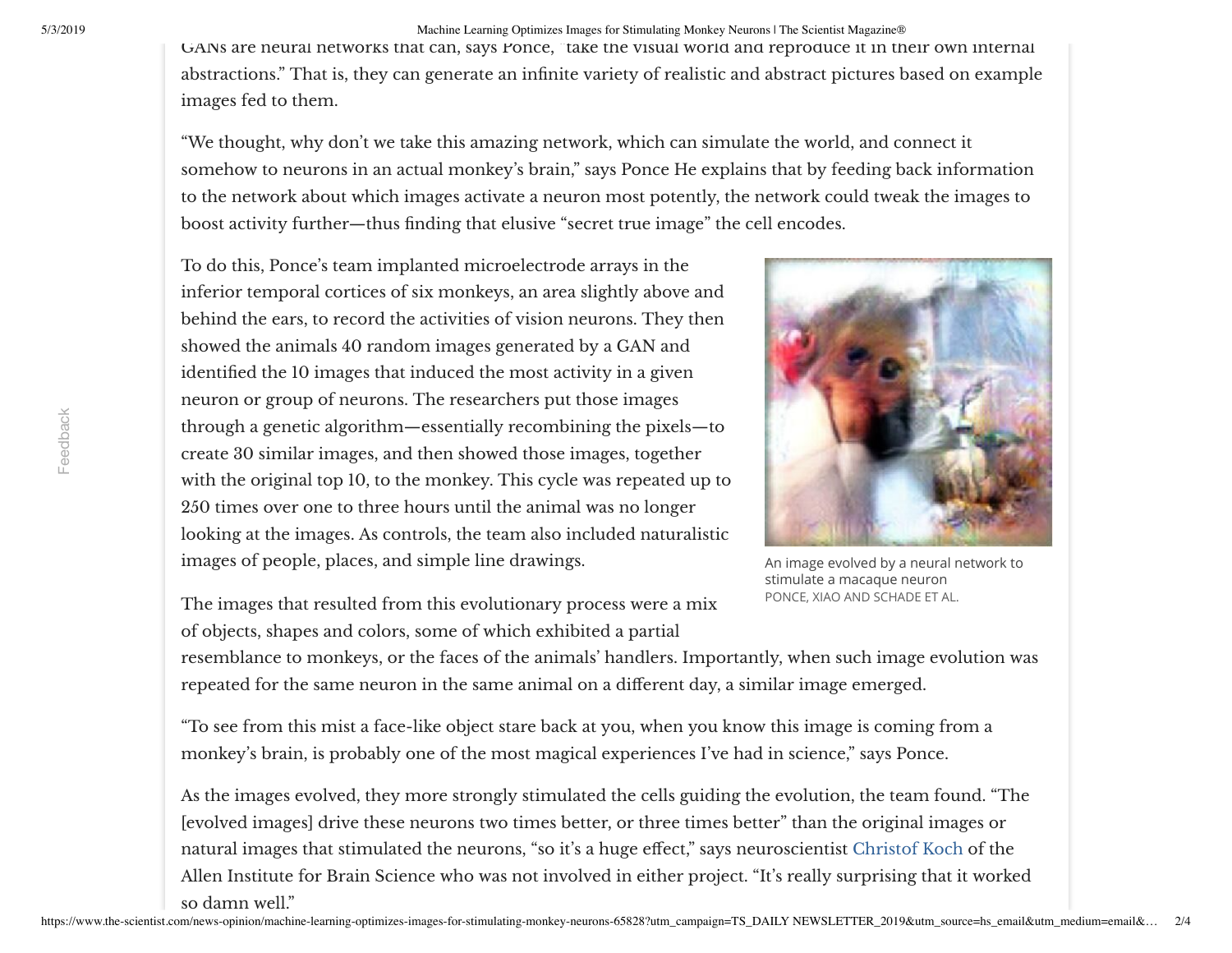GANs are neural networks that can, says Ponce, "take the visual world and reproduce it in their own internal abstractions." That is, they can generate an infinite variety of realistic and abstract pictures based on example images fed to them.

"We thought, why don't we take this amazing network, which can simulate the world, and connect it somehow to neurons in an actual monkey's brain," says Ponce He explains that by feeding back information to the network about which images activate a neuron most potently, the network could tweak the images to boost activity further—thus finding that elusive "secret true image" the cell encodes.

To do this, Ponce's team implanted microelectrode arrays in the inferior temporal cortices of six monkeys, an area slightly above and behind the ears, to record the activities of vision neurons. They then showed the animals 40 random images generated by a GAN and identified the 10 images that induced the most activity in a given neuron or group of neurons. The researchers put those images through a genetic algorithm—essentially recombining the pixels—to create 30 similar images, and then showed those images, together with the original top 10, to the monkey. This cycle was repeated up to 250 times over one to three hours until the animal was no longer looking at the images. As controls, the team also included naturalistic images of people, places, and simple line drawings.

An image evolved by a neural network to stimulate a macaque neuron
PONCE, XIAO AND SCHADE ET AL.

The images that resulted from this evolutionary process were a mix of objects, shapes and colors, some of which exhibited a partial resemblance to monkeys, or the faces of the animals' handlers. Importantly, when such image evolution was repeated for the same neuron in the same animal on a different day, a similar image emerged.

"To see from this mist a face-like object stare back at you, when you know this image is coming from a monkey's brain, is probably one of the most magical experiences I've had in science," says Ponce.

As the images evolved, they more strongly stimulated the cells guiding the evolution, the team found. "The [evolved images] drive these neurons two times better, or three times better" than the original images or natural images that stimulated the neurons, "so it's a huge effect," says neuroscientist Christof Koch of the Allen Institute for Brain Science who was not involved in either project. "It's really surprising that it worked so damn well."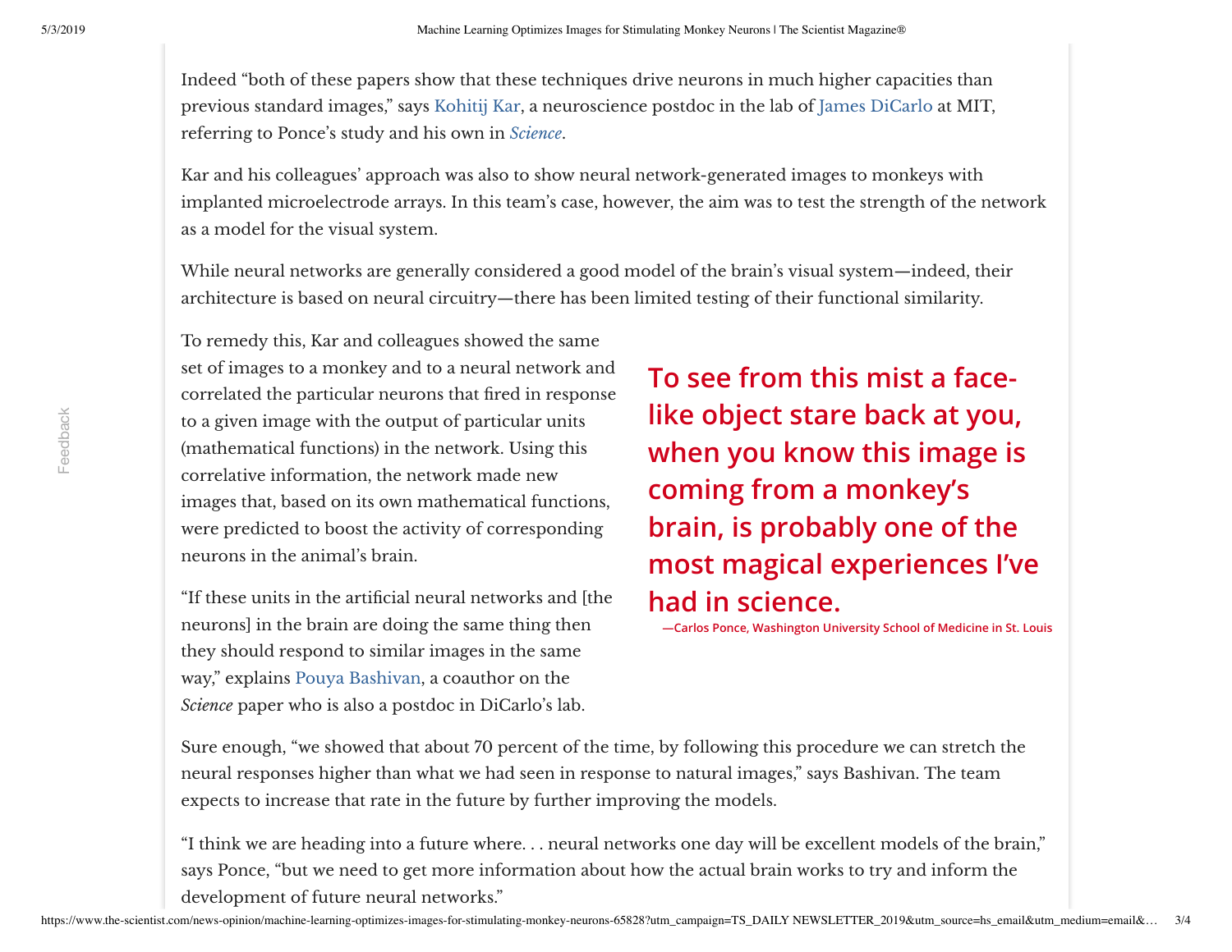Indeed "both of these papers show that these techniques drive neurons in much higher capacities than previous standard images," says Kohitij Kar, a neuroscience postdoc in the lab of James DiCarlo at MIT, referring to Ponce's study and his own in *Science*.

Kar and his colleagues' approach was also to show neural network-generated images to monkeys with implanted microelectrode arrays. In this team's case, however, the aim was to test the strength of the network as a model for the visual system.

While neural networks are generally considered a good model of the brain's visual system—indeed, their architecture is based on neural circuitry—there has been limited testing of their functional similarity.

To remedy this, Kar and colleagues showed the same set of images to a monkey and to a neural network and correlated the particular neurons that fired in response to a given image with the output of particular units (mathematical functions) in the network. Using this correlative information, the network made new images that, based on its own mathematical functions, were predicted to boost the activity of corresponding neurons in the animal's brain.

> **To see from this mist a face-like object stare back at you, when you know this image is coming from a monkey's brain, is probably one of the most magical experiences I've had in science.**
>
> **—Carlos Ponce, Washington University School of Medicine in St. Louis**

"If these units in the artificial neural networks and [the neurons] in the brain are doing the same thing then they should respond to similar images in the same way," explains Pouya Bashivan, a coauthor on the *Science* paper who is also a postdoc in DiCarlo's lab.

Sure enough, "we showed that about 70 percent of the time, by following this procedure we can stretch the neural responses higher than what we had seen in response to natural images," says Bashivan. The team expects to increase that rate in the future by further improving the models.

"I think we are heading into a future where. . . neural networks one day will be excellent models of the brain," says Ponce, "but we need to get more information about how the actual brain works to try and inform the development of future neural networks."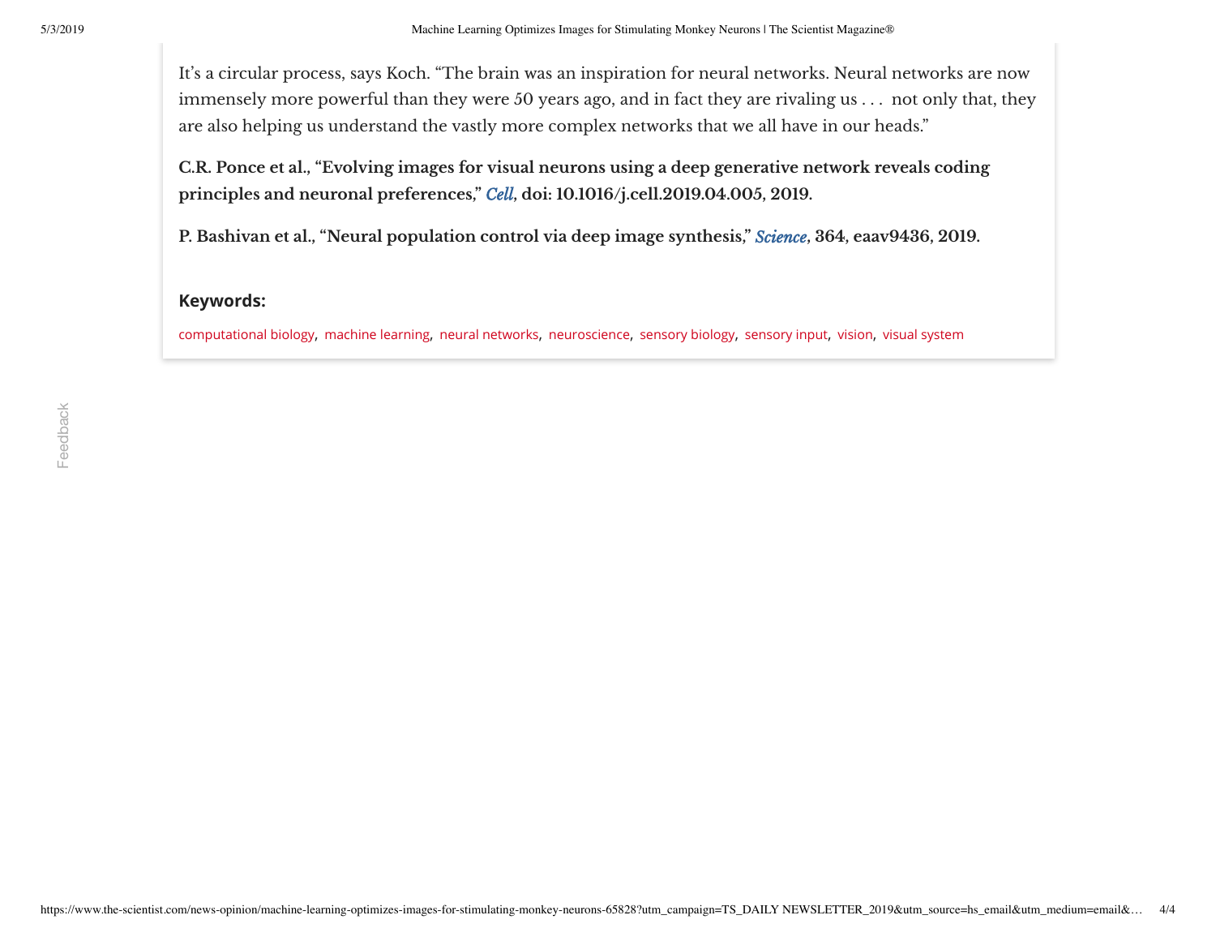It's a circular process, says Koch. "The brain was an inspiration for neural networks. Neural networks are now immensely more powerful than they were 50 years ago, and in fact they are rivaling us . . .  not only that, they are also helping us understand the vastly more complex networks that we all have in our heads."

**C.R. Ponce et al., "Evolving images for visual neurons using a deep generative network reveals coding principles and neuronal preferences,"** ***Cell*****, doi: 10.1016/j.cell.2019.04.005, 2019.**

**P. Bashivan et al., "Neural population control via deep image synthesis,"** ***Science*****, 364, eaav9436, 2019.**

**Keywords:**

computational biology, machine learning, neural networks, neuroscience, sensory biology, sensory input, vision, visual system